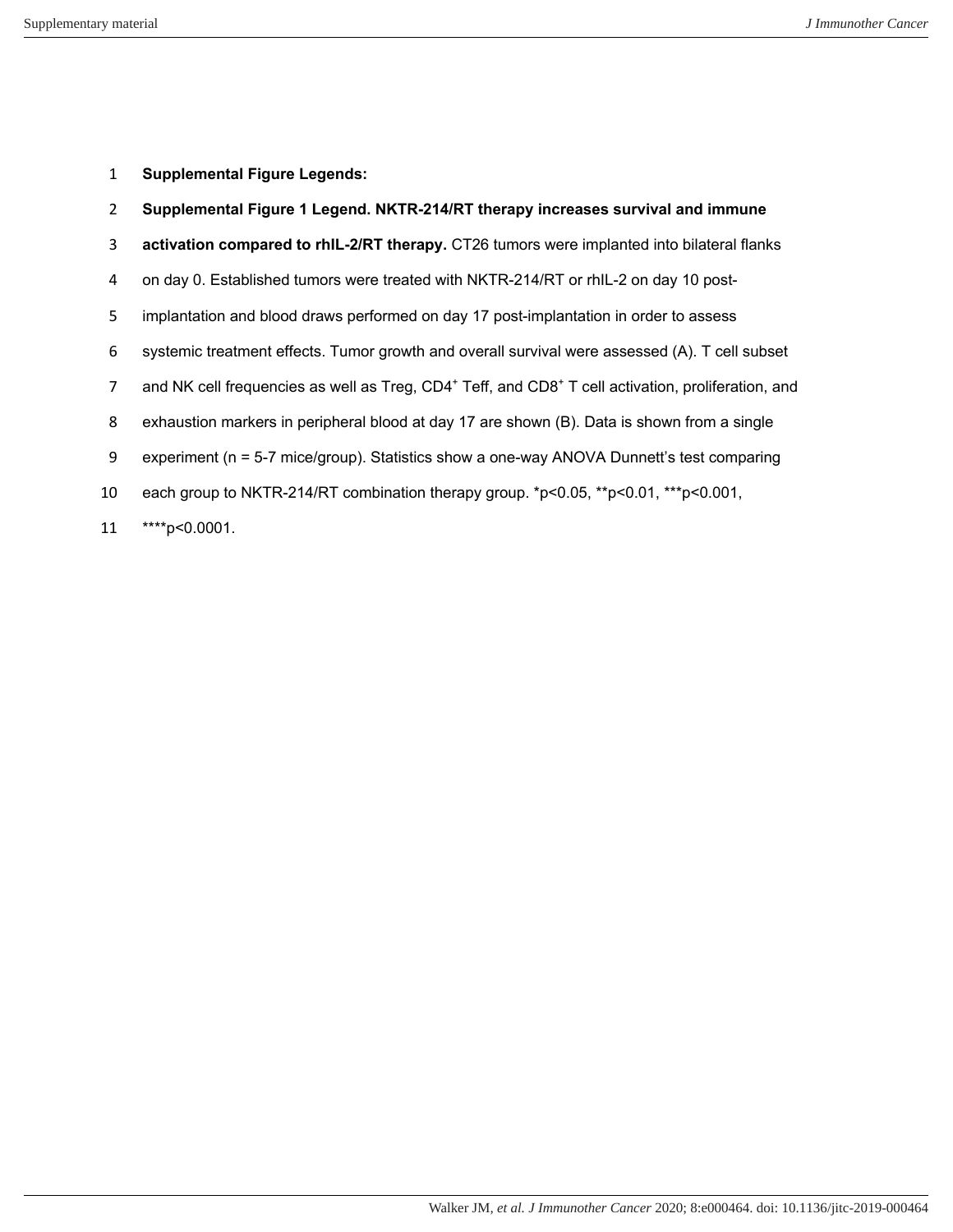**Supplemental Figure Legends:**

**Supplemental Figure 1 Legend. NKTR-214/RT therapy increases survival and immune activation compared to rhIL-2/RT therapy.** CT26 tumors were implanted into bilateral flanks on day 0. Established tumors were treated with NKTR-214/RT or rhIL-2 on day 10 post-implantation and blood draws performed on day 17 post-implantation in order to assess systemic treatment effects. Tumor growth and overall survival were assessed (A). T cell subset and NK cell frequencies as well as Treg, $CD4^+$ Teff, and $CD8^+$ T cell activation, proliferation, and exhaustion markers in peripheral blood at day 17 are shown (B). Data is shown from a single experiment (n = 5-7 mice/group). Statistics show a one-way ANOVA Dunnett's test comparing each group to NKTR-214/RT combination therapy group. *p<0.05, **p<0.01, ***p<0.001, ****p<0.0001.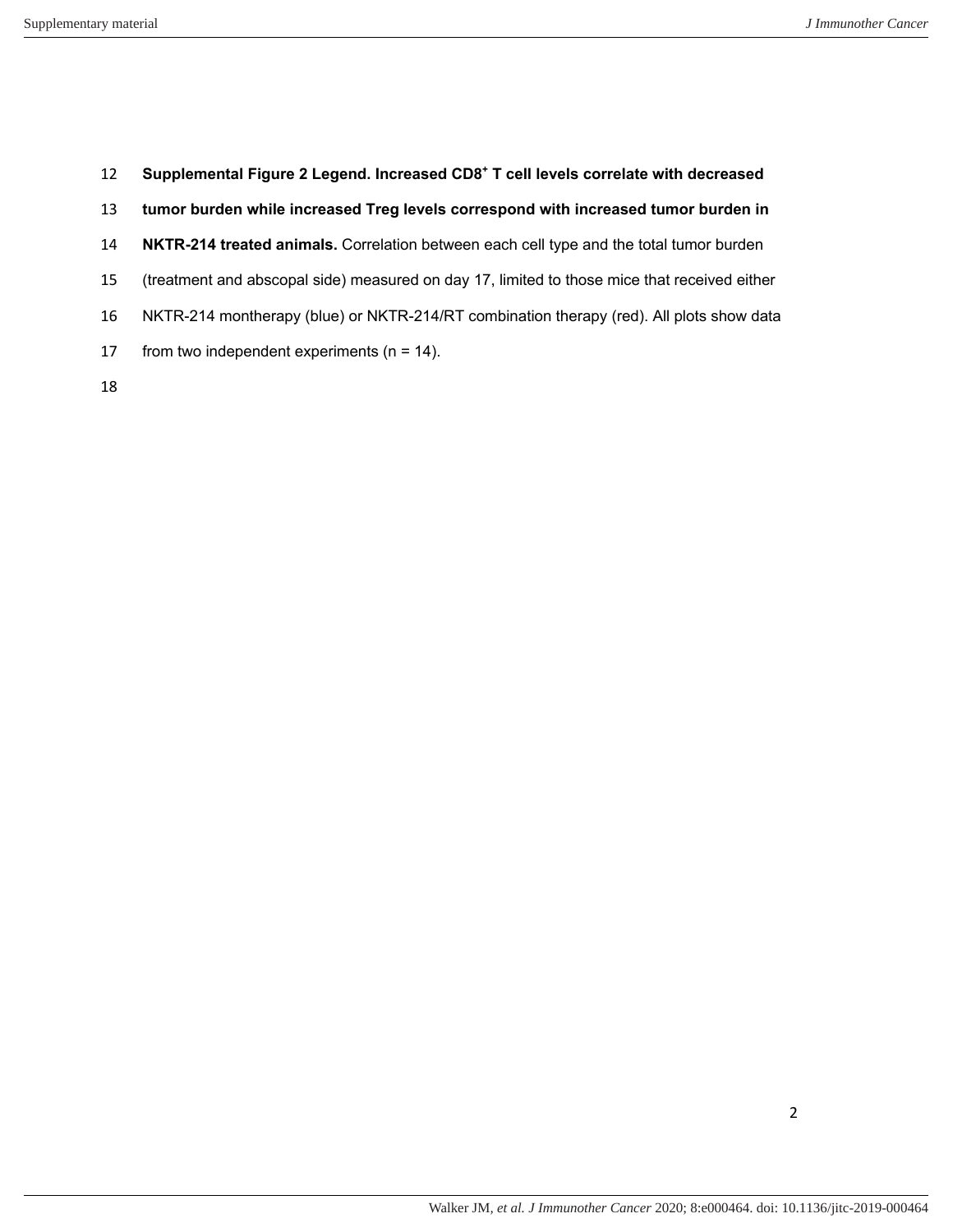**Supplemental Figure 2 Legend. Increased $CD8^+$ T cell levels correlate with decreased tumor burden while increased Treg levels correspond with increased tumor burden in NKTR-214 treated animals.** Correlation between each cell type and the total tumor burden (treatment and abscopal side) measured on day 17, limited to those mice that received either NKTR-214 montherapy (blue) or NKTR-214/RT combination therapy (red). All plots show data from two independent experiments (n = 14).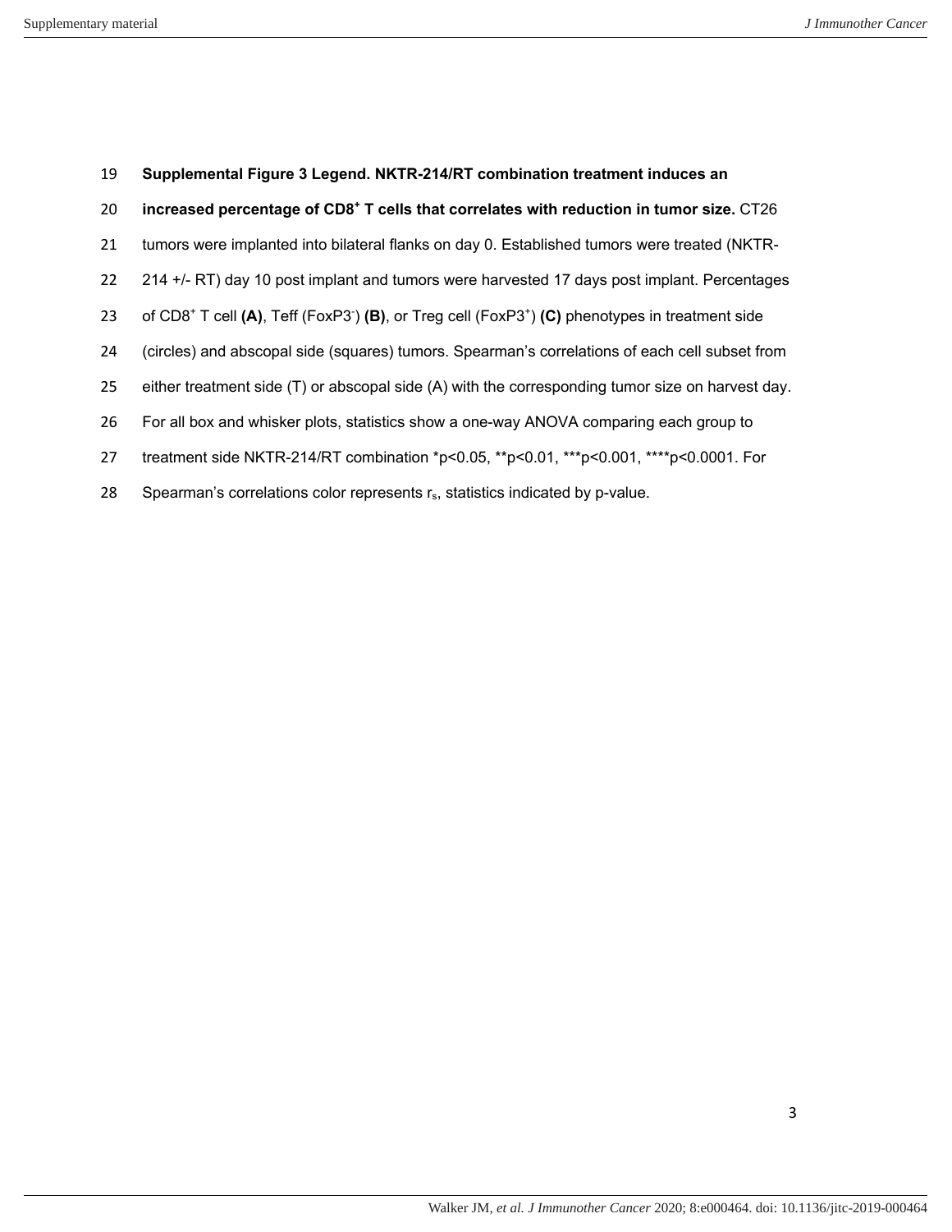**Supplemental Figure 3 Legend. NKTR-214/RT combination treatment induces an increased percentage of CD8$^{+}$ T cells that correlates with reduction in tumor size.** CT26 tumors were implanted into bilateral flanks on day 0. Established tumors were treated (NKTR-214 +/- RT) day 10 post implant and tumors were harvested 17 days post implant. Percentages of CD8$^{+}$ T cell **(A)**, Teff (FoxP3$^{-}$) **(B)**, or Treg cell (FoxP3$^{+}$) **(C)** phenotypes in treatment side (circles) and abscopal side (squares) tumors. Spearman's correlations of each cell subset from either treatment side (T) or abscopal side (A) with the corresponding tumor size on harvest day. For all box and whisker plots, statistics show a one-way ANOVA comparing each group to treatment side NKTR-214/RT combination *p<0.05, **p<0.01, ***p<0.001, ****p<0.0001. For Spearman's correlations color represents $r_s$, statistics indicated by p-value.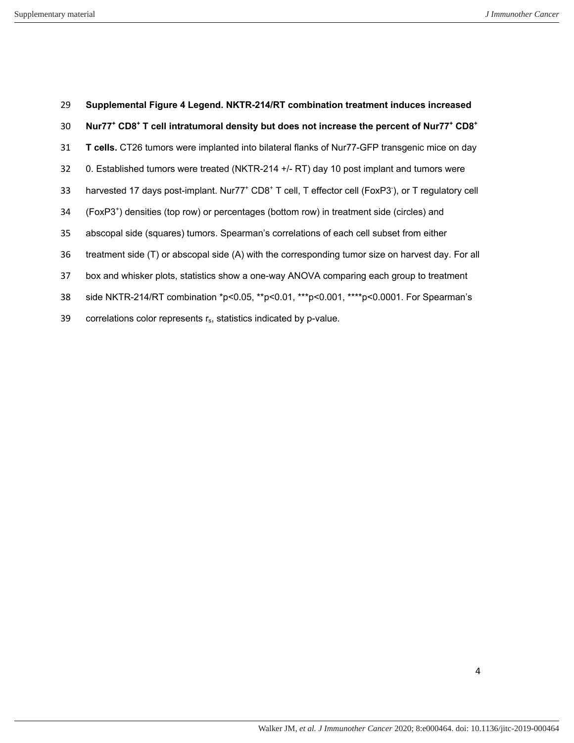**Supplemental Figure 4 Legend. NKTR-214/RT combination treatment induces increased Nur77⁺ CD8⁺ T cell intratumoral density but does not increase the percent of Nur77⁺ CD8⁺ T cells.** CT26 tumors were implanted into bilateral flanks of Nur77-GFP transgenic mice on day 0. Established tumors were treated (NKTR-214 +/- RT) day 10 post implant and tumors were harvested 17 days post-implant. Nur77⁺ CD8⁺ T cell, T effector cell (FoxP3⁻), or T regulatory cell (FoxP3⁺) densities (top row) or percentages (bottom row) in treatment side (circles) and abscopal side (squares) tumors. Spearman's correlations of each cell subset from either treatment side (T) or abscopal side (A) with the corresponding tumor size on harvest day. For all box and whisker plots, statistics show a one-way ANOVA comparing each group to treatment side NKTR-214/RT combination *p<0.05, **p<0.01, ***p<0.001, ****p<0.0001. For Spearman's correlations color represents $r_s$, statistics indicated by p-value.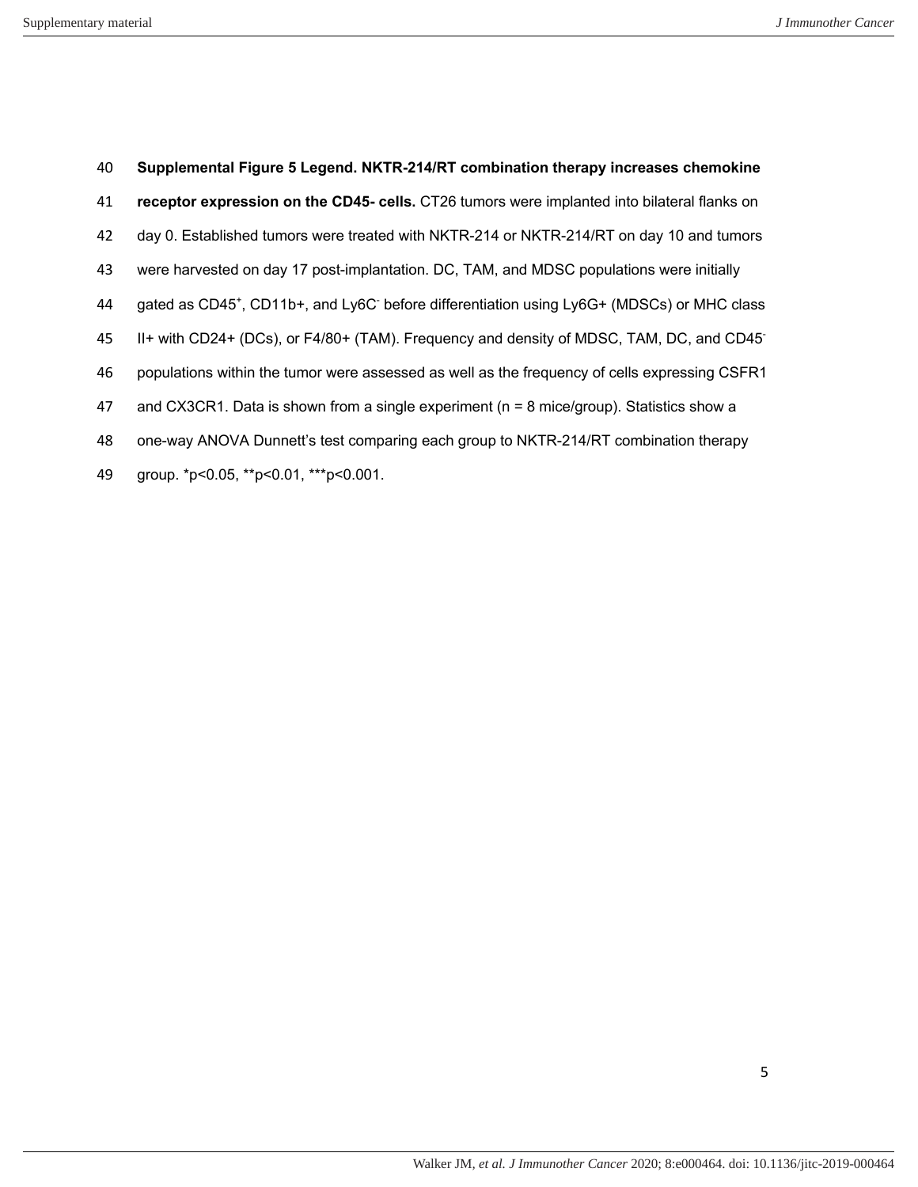**Supplemental Figure 5 Legend. NKTR-214/RT combination therapy increases chemokine receptor expression on the CD45- cells.** CT26 tumors were implanted into bilateral flanks on day 0. Established tumors were treated with NKTR-214 or NKTR-214/RT on day 10 and tumors were harvested on day 17 post-implantation. DC, TAM, and MDSC populations were initially gated as $CD45^{+}$, CD11b+, and $Ly6C^{-}$ before differentiation using Ly6G+ (MDSCs) or MHC class II+ with CD24+ (DCs), or F4/80+ (TAM). Frequency and density of MDSC, TAM, DC, and $CD45^{-}$ populations within the tumor were assessed as well as the frequency of cells expressing CSFR1 and CX3CR1. Data is shown from a single experiment (n = 8 mice/group). Statistics show a one-way ANOVA Dunnett's test comparing each group to NKTR-214/RT combination therapy group. *$p<0.05$, **$p<0.01$, ***$p<0.001$.